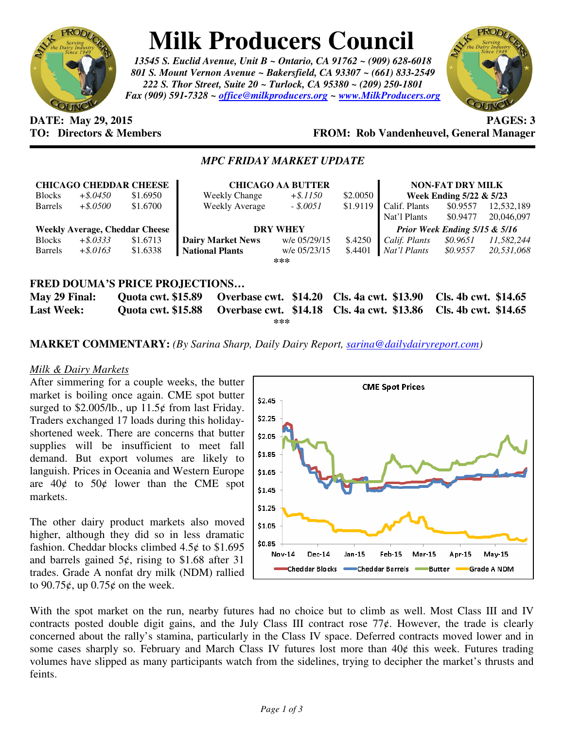# Milk Producers Council

*13545 S. Euclid Avenue, Unit B ~ Ontario, CA 91762 ~ (909) 628-6018*
*801 S. Mount Vernon Avenue ~ Bakersfield, CA 93307 ~ (661) 833-2549*
*222 S. Thor Street, Suite 20 ~ Turlock, CA 95380 ~ (209) 250-1801*
*Fax (909) 591-7328 ~ office@milkproducers.org ~ www.MilkProducers.org*

**DATE: May 29, 2015** **PAGES: 3**
**TO: Directors & Members** **FROM: Rob Vandenheuvel, General Manager**

## *MPC FRIDAY MARKET UPDATE*

| **CHICAGO CHEDDAR CHEESE** | | | **CHICAGO AA BUTTER** | | | **NON-FAT DRY MILK** | | |
|---|---|---|---|---|---|---|---|---|
| | | | | | | **Week Ending 5/22 & 5/23** | | |
| Blocks | *+$.0450* | $1.6950 | Weekly Change | *+$.1150* | $2.0050 | Calif. Plants | $0.9557 | 12,532,189 |
| Barrels | *+$.0500* | $1.6700 | Weekly Average | *- $.0051* | $1.9119 | Nat'l Plants | $0.9477 | 20,046,097 |
| **Weekly Average, Cheddar Cheese** | | | **DRY WHEY** | | | ***Prior Week Ending 5/15 & 5/16*** | | |
| Blocks | *+$.0333* | $1.6713 | **Dairy Market News** | w/e 05/29/15 | $.4250 | *Calif. Plants* | *$0.9651* | *11,582,244* |
| Barrels | *+$.0163* | $1.6338 | **National Plants** | w/e 05/23/15 | $.4401 | *Nat'l Plants* | *$0.9557* | *20,531,068* |

\*\*\*

### FRED DOUMA'S PRICE PROJECTIONS…

| | | | | |
|---|---|---|---|---|
| **May 29 Final:** | **Quota cwt. $15.89** | **Overbase cwt. $14.20** | **Cls. 4a cwt. $13.90** | **Cls. 4b cwt. $14.65** |
| **Last Week:** | **Quota cwt. $15.88** | **Overbase cwt. $14.18** | **Cls. 4a cwt. $13.86** | **Cls. 4b cwt. $14.65** |

\*\*\*

**MARKET COMMENTARY:** *(By Sarina Sharp, Daily Dairy Report, sarina@dailydairyreport.com)*

*Milk & Dairy Markets*

After simmering for a couple weeks, the butter market is boiling once again. CME spot butter surged to $2.005/lb., up 11.5¢ from last Friday. Traders exchanged 17 loads during this holiday-shortened week. There are concerns that butter supplies will be insufficient to meet fall demand. But export volumes are likely to languish. Prices in Oceania and Western Europe are 40¢ to 50¢ lower than the CME spot markets.

The other dairy product markets also moved higher, although they did so in less dramatic fashion. Cheddar blocks climbed 4.5¢ to $1.695 and barrels gained 5¢, rising to $1.68 after 31 trades. Grade A nonfat dry milk (NDM) rallied to 90.75¢, up 0.75¢ on the week.

With the spot market on the run, nearby futures had no choice but to climb as well. Most Class III and IV contracts posted double digit gains, and the July Class III contract rose 77¢. However, the trade is clearly concerned about the rally's stamina, particularly in the Class IV space. Deferred contracts moved lower and in some cases sharply so. February and March Class IV futures lost more than 40¢ this week. Futures trading volumes have slipped as many participants watch from the sidelines, trying to decipher the market's thrusts and feints.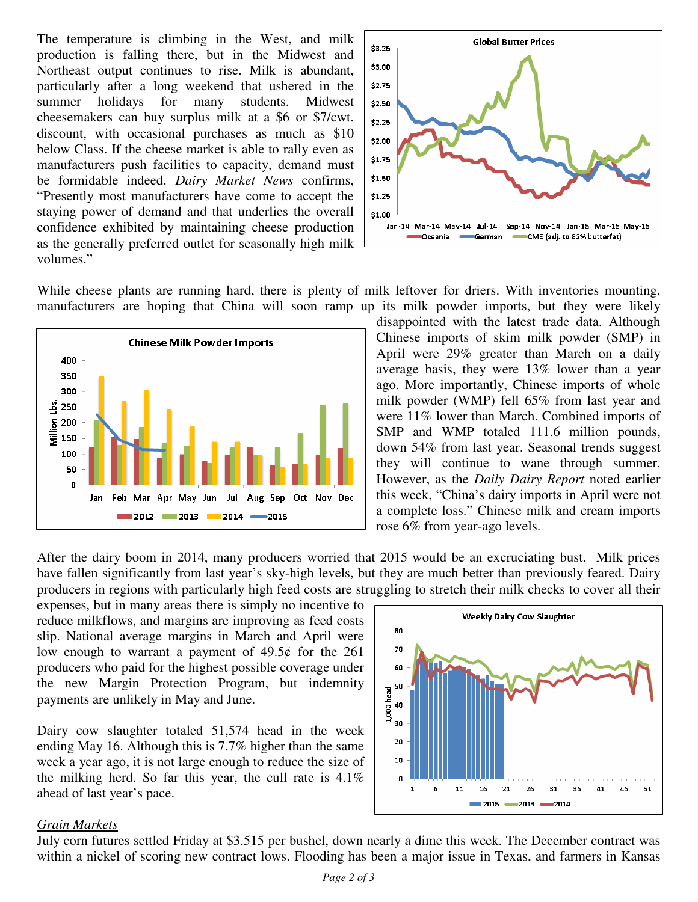The temperature is climbing in the West, and milk production is falling there, but in the Midwest and Northeast output continues to rise. Milk is abundant, particularly after a long weekend that ushered in the summer holidays for many students. Midwest cheesemakers can buy surplus milk at a \$6 or \$7/cwt. discount, with occasional purchases as much as \$10 below Class. If the cheese market is able to rally even as manufacturers push facilities to capacity, demand must be formidable indeed. *Dairy Market News* confirms, "Presently most manufacturers have come to accept the staying power of demand and that underlies the overall confidence exhibited by maintaining cheese production as the generally preferred outlet for seasonally high milk volumes."

While cheese plants are running hard, there is plenty of milk leftover for driers. With inventories mounting, manufacturers are hoping that China will soon ramp up its milk powder imports, but they were likely disappointed with the latest trade data. Although Chinese imports of skim milk powder (SMP) in April were 29% greater than March on a daily average basis, they were 13% lower than a year ago. More importantly, Chinese imports of whole milk powder (WMP) fell 65% from last year and were 11% lower than March. Combined imports of SMP and WMP totaled 111.6 million pounds, down 54% from last year. Seasonal trends suggest they will continue to wane through summer. However, as the *Daily Dairy Report* noted earlier this week, "China's dairy imports in April were not a complete loss." Chinese milk and cream imports rose 6% from year-ago levels.

After the dairy boom in 2014, many producers worried that 2015 would be an excruciating bust. Milk prices have fallen significantly from last year's sky-high levels, but they are much better than previously feared. Dairy producers in regions with particularly high feed costs are struggling to stretch their milk checks to cover all their expenses, but in many areas there is simply no incentive to reduce milkflows, and margins are improving as feed costs slip. National average margins in March and April were low enough to warrant a payment of 49.5¢ for the 261 producers who paid for the highest possible coverage under the new Margin Protection Program, but indemnity payments are unlikely in May and June.

Dairy cow slaughter totaled 51,574 head in the week ending May 16. Although this is 7.7% higher than the same week a year ago, it is not large enough to reduce the size of the milking herd. So far this year, the cull rate is 4.1% ahead of last year's pace.

## *Grain Markets*

July corn futures settled Friday at \$3.515 per bushel, down nearly a dime this week. The December contract was within a nickel of scoring new contract lows. Flooding has been a major issue in Texas, and farmers in Kansas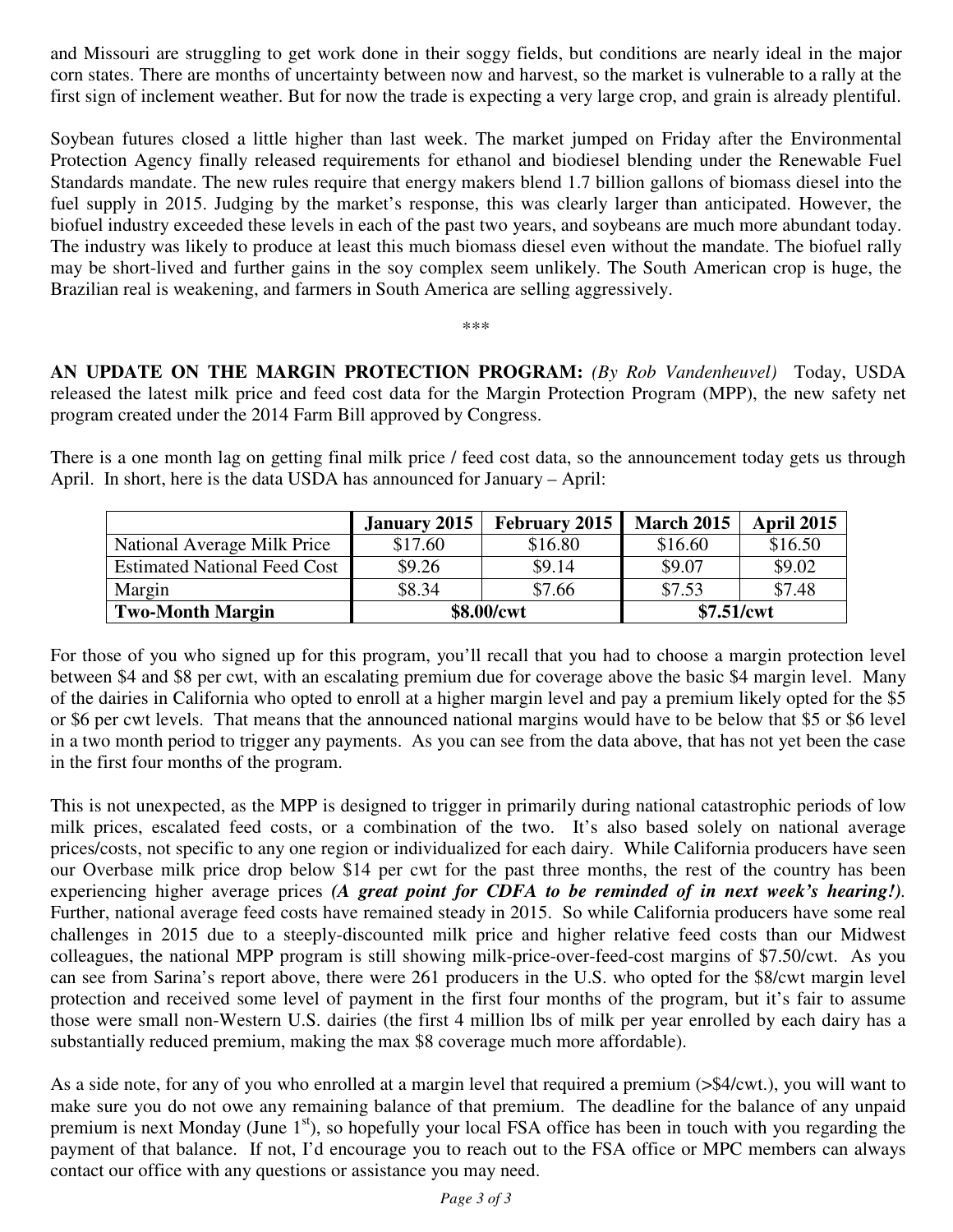and Missouri are struggling to get work done in their soggy fields, but conditions are nearly ideal in the major corn states. There are months of uncertainty between now and harvest, so the market is vulnerable to a rally at the first sign of inclement weather. But for now the trade is expecting a very large crop, and grain is already plentiful.

Soybean futures closed a little higher than last week. The market jumped on Friday after the Environmental Protection Agency finally released requirements for ethanol and biodiesel blending under the Renewable Fuel Standards mandate. The new rules require that energy makers blend 1.7 billion gallons of biomass diesel into the fuel supply in 2015. Judging by the market's response, this was clearly larger than anticipated. However, the biofuel industry exceeded these levels in each of the past two years, and soybeans are much more abundant today. The industry was likely to produce at least this much biomass diesel even without the mandate. The biofuel rally may be short-lived and further gains in the soy complex seem unlikely. The South American crop is huge, the Brazilian real is weakening, and farmers in South America are selling aggressively.

***

**AN UPDATE ON THE MARGIN PROTECTION PROGRAM:** *(By Rob Vandenheuvel)* Today, USDA released the latest milk price and feed cost data for the Margin Protection Program (MPP), the new safety net program created under the 2014 Farm Bill approved by Congress.

There is a one month lag on getting final milk price / feed cost data, so the announcement today gets us through April. In short, here is the data USDA has announced for January – April:

| | January 2015 | February 2015 | March 2015 | April 2015 |
|---|---|---|---|---|
| National Average Milk Price | $17.60 | $16.80 | $16.60 | $16.50 |
| Estimated National Feed Cost | $9.26 | $9.14 | $9.07 | $9.02 |
| Margin | $8.34 | $7.66 | $7.53 | $7.48 |
| **Two-Month Margin** | **$8.00/cwt** | | **$7.51/cwt** | |

For those of you who signed up for this program, you'll recall that you had to choose a margin protection level between $4 and $8 per cwt, with an escalating premium due for coverage above the basic $4 margin level. Many of the dairies in California who opted to enroll at a higher margin level and pay a premium likely opted for the $5 or $6 per cwt levels. That means that the announced national margins would have to be below that $5 or $6 level in a two month period to trigger any payments. As you can see from the data above, that has not yet been the case in the first four months of the program.

This is not unexpected, as the MPP is designed to trigger in primarily during national catastrophic periods of low milk prices, escalated feed costs, or a combination of the two. It's also based solely on national average prices/costs, not specific to any one region or individualized for each dairy. While California producers have seen our Overbase milk price drop below $14 per cwt for the past three months, the rest of the country has been experiencing higher average prices ***(A great point for CDFA to be reminded of in next week's hearing!)***. Further, national average feed costs have remained steady in 2015. So while California producers have some real challenges in 2015 due to a steeply-discounted milk price and higher relative feed costs than our Midwest colleagues, the national MPP program is still showing milk-price-over-feed-cost margins of $7.50/cwt. As you can see from Sarina's report above, there were 261 producers in the U.S. who opted for the $8/cwt margin level protection and received some level of payment in the first four months of the program, but it's fair to assume those were small non-Western U.S. dairies (the first 4 million lbs of milk per year enrolled by each dairy has a substantially reduced premium, making the max $8 coverage much more affordable).

As a side note, for any of you who enrolled at a margin level that required a premium (>$4/cwt.), you will want to make sure you do not owe any remaining balance of that premium. The deadline for the balance of any unpaid premium is next Monday (June 1st), so hopefully your local FSA office has been in touch with you regarding the payment of that balance. If not, I'd encourage you to reach out to the FSA office or MPC members can always contact our office with any questions or assistance you may need.